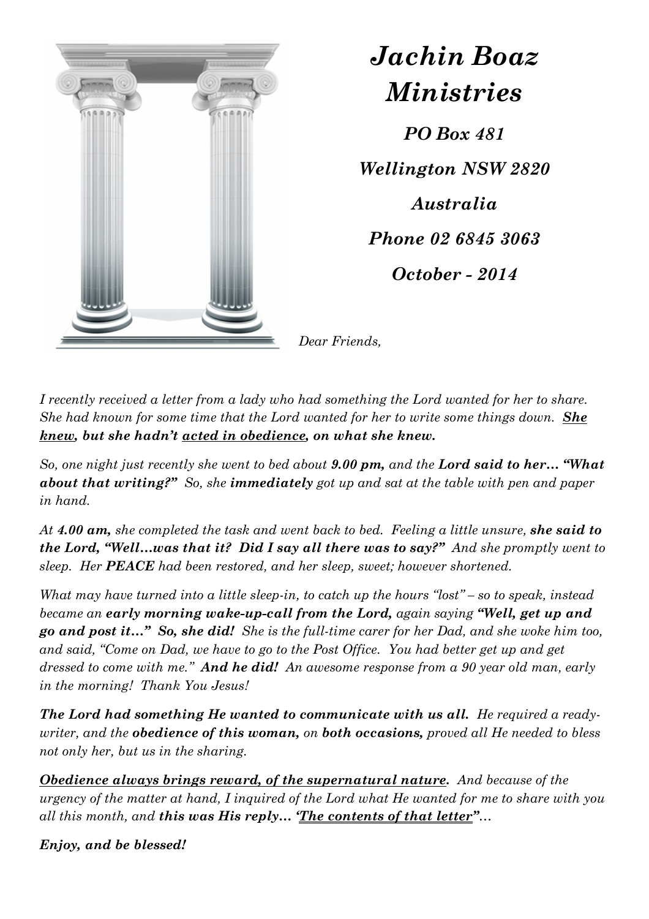# *Jachin Boaz Ministries*

***PO Box 481***

***Wellington NSW 2820***

***Australia***

***Phone 02 6845 3063***

***October - 2014***

*Dear Friends,*

*I recently received a letter from a lady who had something the Lord wanted for her to share. She had known for some time that the Lord wanted for her to write some things down.* ***<u>She knew</u>, but she hadn't <u>acted in obedience</u>, on what she knew.***

*So, one night just recently she went to bed about* ***9.00 pm,*** *and the* ***Lord said to her… "What about that writing?"*** *So, she* ***immediately*** *got up and sat at the table with pen and paper in hand.*

*At* ***4.00 am,*** *she completed the task and went back to bed. Feeling a little unsure,* ***she said to the Lord, "Well…was that it? Did I say all there was to say?"*** *And she promptly went to sleep. Her* ***PEACE*** *had been restored, and her sleep, sweet; however shortened.*

*What may have turned into a little sleep-in, to catch up the hours "lost" – so to speak, instead became an* ***early morning wake-up-call from the Lord,*** *again saying* ***"Well, get up and go and post it…" So, she did!*** *She is the full-time carer for her Dad, and she woke him too, and said, "Come on Dad, we have to go to the Post Office. You had better get up and get dressed to come with me."* ***And he did!*** *An awesome response from a 90 year old man, early in the morning! Thank You Jesus!*

***The Lord had something He wanted to communicate with us all.*** *He required a ready-writer, and the* ***obedience of this woman,*** *on* ***both occasions,*** *proved all He needed to bless not only her, but us in the sharing.*

***<u>Obedience always brings reward, of the supernatural nature</u>.*** *And because of the urgency of the matter at hand, I inquired of the Lord what He wanted for me to share with you all this month, and* ***this was His reply… '<u>The contents of that letter</u>"****…*

***Enjoy, and be blessed!***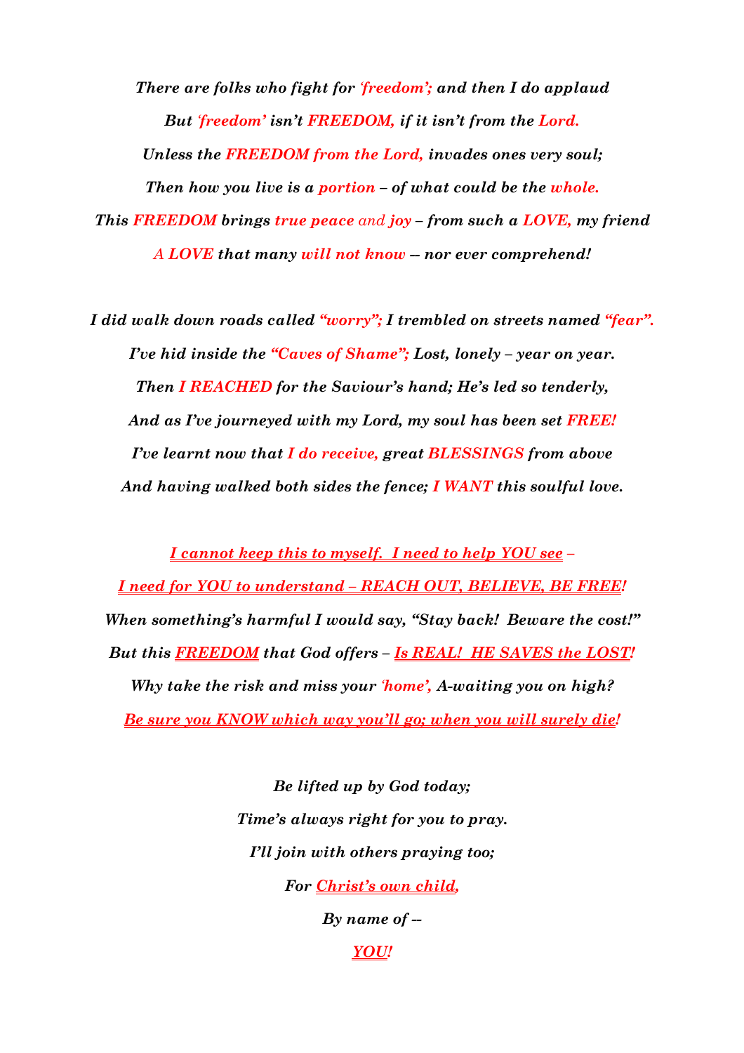*There are folks who fight for* ***'freedom';*** *and then I do applaud*

*But* ***'freedom'*** *isn't* ***FREEDOM,*** *if it isn't from the* ***Lord.***

*Unless the* ***FREEDOM from the Lord,*** *invades ones very soul;*

*Then how you live is a* ***portion*** *– of what could be the* ***whole.***

*This* ***FREEDOM*** *brings* ***true peace*** *and* ***joy*** *– from such a* ***LOVE,*** *my friend*

***A LOVE*** *that many* ***will not know*** *-- nor ever comprehend!*

*I did walk down roads called* ***"worry";*** *I trembled on streets named* ***"fear".***

*I've hid inside the* ***"Caves of Shame";*** *Lost, lonely – year on year.*

*Then* ***I REACHED*** *for the Saviour's hand; He's led so tenderly,*

*And as I've journeyed with my Lord, my soul has been set* ***FREE!***

*I've learnt now that* ***I do receive,*** *great* ***BLESSINGS*** *from above*

*And having walked both sides the fence;* ***I WANT*** *this soulful love.*

***I cannot keep this to myself. I need to help YOU see*** *–*

***I need for YOU to understand – REACH OUT, BELIEVE, BE FREE!***

*When something's harmful I would say, "Stay back! Beware the cost!"*

*But this* ***FREEDOM*** *that God offers –* ***Is REAL! HE SAVES the LOST!***

*Why take the risk and miss your* ***'home',*** *A-waiting you on high?*

***Be sure you KNOW which way you'll go; when you will surely die!***

*Be lifted up by God today;*

*Time's always right for you to pray.*

*I'll join with others praying too;*

*For* ***Christ's own child,***

*By name of --*

***YOU!***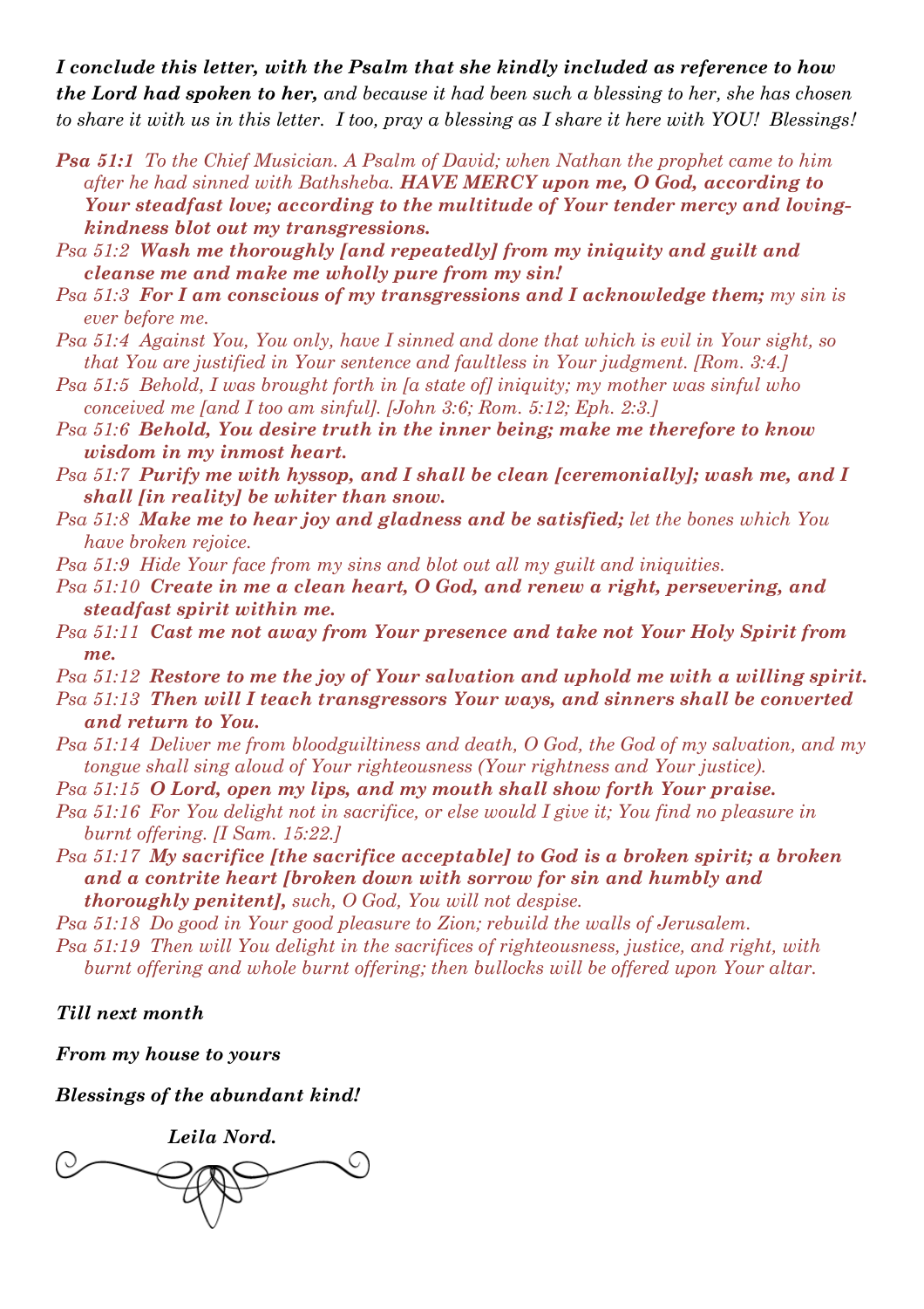***I conclude this letter, with the Psalm that she kindly included as reference to how the Lord had spoken to her,*** *and because it had been such a blessing to her, she has chosen to share it with us in this letter. I too, pray a blessing as I share it here with YOU! Blessings!*

***Psa 51:1*** *To the Chief Musician. A Psalm of David; when Nathan the prophet came to him after he had sinned with Bathsheba.* ***HAVE MERCY upon me, O God, according to Your steadfast love; according to the multitude of Your tender mercy and loving-kindness blot out my transgressions.***

*Psa 51:2* ***Wash me thoroughly [and repeatedly] from my iniquity and guilt and cleanse me and make me wholly pure from my sin!***

*Psa 51:3* ***For I am conscious of my transgressions and I acknowledge them;*** *my sin is ever before me.*

*Psa 51:4 Against You, You only, have I sinned and done that which is evil in Your sight, so that You are justified in Your sentence and faultless in Your judgment. [Rom. 3:4.]*

*Psa 51:5 Behold, I was brought forth in [a state of] iniquity; my mother was sinful who conceived me [and I too am sinful]. [John 3:6; Rom. 5:12; Eph. 2:3.]*

*Psa 51:6* ***Behold, You desire truth in the inner being; make me therefore to know wisdom in my inmost heart.***

*Psa 51:7* ***Purify me with hyssop, and I shall be clean [ceremonially]; wash me, and I shall [in reality] be whiter than snow.***

*Psa 51:8* ***Make me to hear joy and gladness and be satisfied;*** *let the bones which You have broken rejoice.*

*Psa 51:9 Hide Your face from my sins and blot out all my guilt and iniquities.*

*Psa 51:10* ***Create in me a clean heart, O God, and renew a right, persevering, and steadfast spirit within me.***

*Psa 51:11* ***Cast me not away from Your presence and take not Your Holy Spirit from me.***

*Psa 51:12* ***Restore to me the joy of Your salvation and uphold me with a willing spirit.***

*Psa 51:13* ***Then will I teach transgressors Your ways, and sinners shall be converted and return to You.***

*Psa 51:14 Deliver me from bloodguiltiness and death, O God, the God of my salvation, and my tongue shall sing aloud of Your righteousness (Your rightness and Your justice).*

*Psa 51:15* ***O Lord, open my lips, and my mouth shall show forth Your praise.***

*Psa 51:16 For You delight not in sacrifice, or else would I give it; You find no pleasure in burnt offering. [I Sam. 15:22.]*

*Psa 51:17* ***My sacrifice [the sacrifice acceptable] to God is a broken spirit; a broken and a contrite heart [broken down with sorrow for sin and humbly and thoroughly penitent],*** *such, O God, You will not despise.*

*Psa 51:18 Do good in Your good pleasure to Zion; rebuild the walls of Jerusalem.*

*Psa 51:19 Then will You delight in the sacrifices of righteousness, justice, and right, with burnt offering and whole burnt offering; then bullocks will be offered upon Your altar.*

***Till next month***

***From my house to yours***

***Blessings of the abundant kind!***

***Leila Nord.***